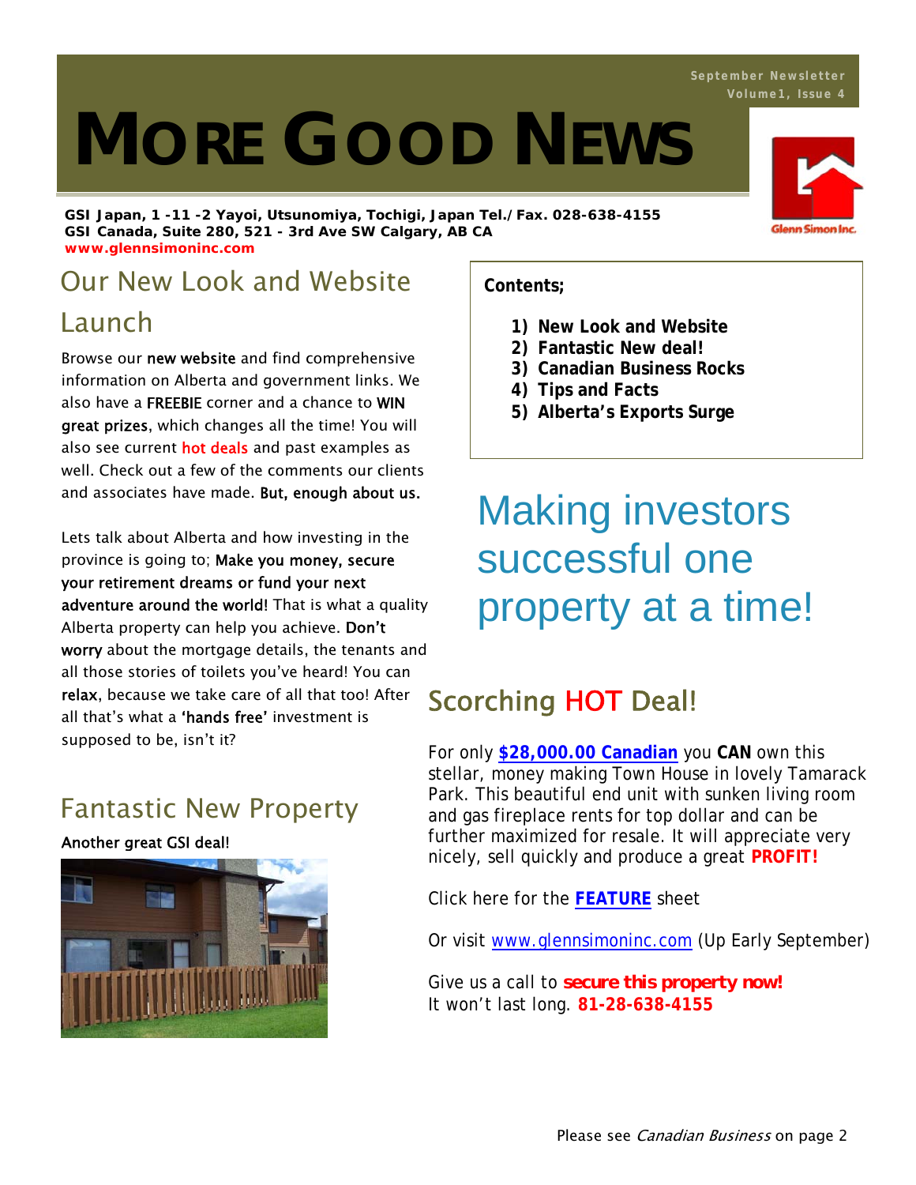September Newsletter
Volume1, Issue 4

# MORE GOOD NEWS

**GSI Japan, 1 -11 -2 Yayoi, Utsunomiya, Tochigi, Japan Tel./Fax. 028-638-4155**
**GSI Canada, Suite 280, 521 - 3rd Ave SW Calgary, AB CA**
**www.glennsimoninc.com**

Glenn Simon Inc.

## Our New Look and Website Launch

Browse our **new website** and find comprehensive information on Alberta and government links. We also have a **FREEBIE** corner and a chance to **WIN great prizes**, which changes all the time! You will also see current hot deals and past examples as well. Check out a few of the comments our clients and associates have made. **But, enough about us.**

Lets talk about Alberta and how investing in the province is going to; **Make you money, secure your retirement dreams or fund your next adventure around the world!** That is what a quality Alberta property can help you achieve. **Don't worry** about the mortgage details, the tenants and all those stories of toilets you've heard! You can **relax**, because we take care of all that too! After all that's what a **'hands free'** investment is supposed to be, isn't it?

## Fantastic New Property

Another great GSI deal!

**Contents;**

1) **New Look and Website**
2) **Fantastic New deal!**
3) **Canadian Business Rocks**
4) **Tips and Facts**
5) **Alberta's Exports Surge**

# Making investors successful one property at a time!

## Scorching HOT Deal!

For only **$28,000.00 Canadian** you **CAN** own this stellar, money making Town House in lovely Tamarack Park. This beautiful end unit with sunken living room and gas fireplace rents for top dollar and can be further maximized for resale. It will appreciate very nicely, sell quickly and produce a great **PROFIT!**

Click here for the **FEATURE** sheet

Or visit www.glennsimoninc.com (Up Early September)

Give us a call to **secure this property now!**
It won't last long. **81-28-638-4155**

Please see *Canadian Business* on page 2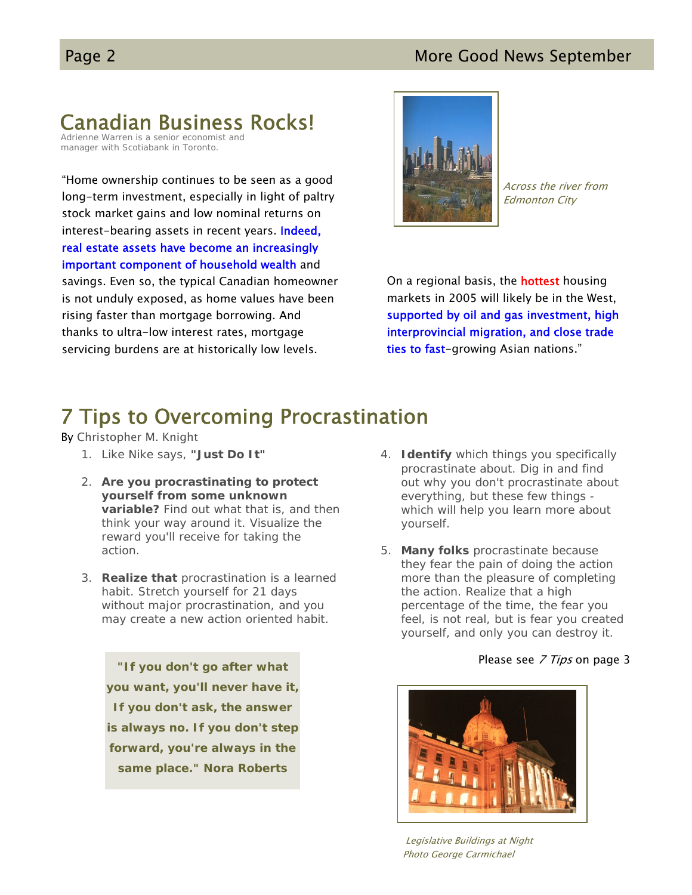## Canadian Business Rocks!

Adrienne Warren is a senior economist and manager with Scotiabank in Toronto.

"Home ownership continues to be seen as a good long-term investment, especially in light of paltry stock market gains and low nominal returns on interest-bearing assets in recent years. Indeed, real estate assets have become an increasingly important component of household wealth and savings. Even so, the typical Canadian homeowner is not unduly exposed, as home values have been rising faster than mortgage borrowing. And thanks to ultra-low interest rates, mortgage servicing burdens are at historically low levels.

*Across the river from Edmonton City*

On a regional basis, the hottest housing markets in 2005 will likely be in the West, supported by oil and gas investment, high interprovincial migration, and close trade ties to fast-growing Asian nations."

## 7 Tips to Overcoming Procrastination

By Christopher M. Knight

1. Like Nike says, **"Just Do It"**
2. **Are you procrastinating to protect yourself from some unknown variable?** Find out what that is, and then think your way around it. Visualize the reward you'll receive for taking the action.
3. **Realize that** procrastination is a learned habit. Stretch yourself for 21 days without major procrastination, and you may create a new action oriented habit.
4. **Identify** which things you specifically procrastinate about. Dig in and find out why you don't procrastinate about everything, but these few things - which will help you learn more about yourself.
5. **Many folks** procrastinate because they fear the pain of doing the action more than the pleasure of completing the action. Realize that a high percentage of the time, the fear you feel, is not real, but is fear you created yourself, and only you can destroy it.

Please see *7 Tips* on page 3

> **"If you don't go after what you want, you'll never have it, If you don't ask, the answer is always no. If you don't step forward, you're always in the same place." Nora Roberts**

*Legislative Buildings at Night*
*Photo George Carmichael*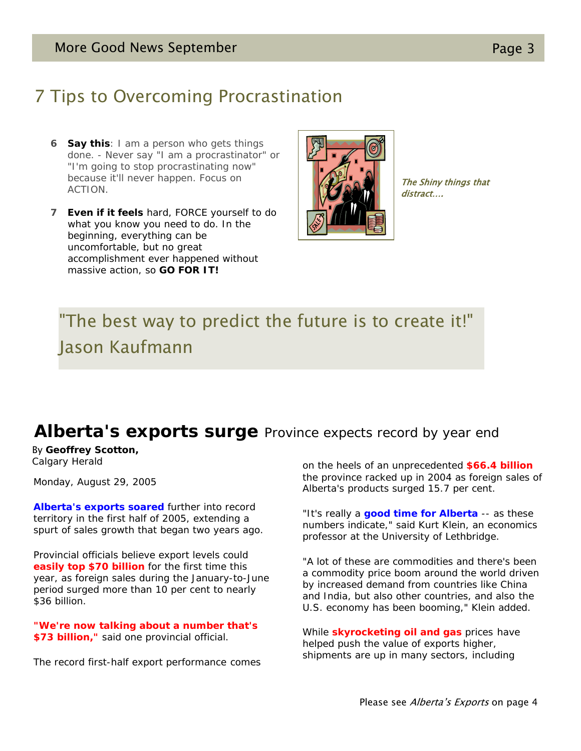# 7 Tips to Overcoming Procrastination

6. **Say this**: I am a person who gets things done. - Never say "I am a procrastinator" or "I'm going to stop procrastinating now" because it'll never happen. Focus on ACTION.

7. **Even if it feels** hard, FORCE yourself to do what you know you need to do. In the beginning, everything can be uncomfortable, but no great accomplishment ever happened without massive action, so **GO FOR IT!**

*The Shiny things that distract....*

"The best way to predict the future is to create it!" Jason Kaufmann

## **Alberta's exports surge** Province expects record by year end

By **Geoffrey Scotton,**
Calgary Herald

Monday, August 29, 2005

**Alberta's exports soared** further into record territory in the first half of 2005, extending a spurt of sales growth that began two years ago.

Provincial officials believe export levels could **easily top $70 billion** for the first time this year, as foreign sales during the January-to-June period surged more than 10 per cent to nearly $36 billion.

**"We're now talking about a number that's $73 billion,"** said one provincial official.

The record first-half export performance comes on the heels of an unprecedented **$66.4 billion** the province racked up in 2004 as foreign sales of Alberta's products surged 15.7 per cent.

"It's really a **good time for Alberta** -- as these numbers indicate," said Kurt Klein, an economics professor at the University of Lethbridge.

"A lot of these are commodities and there's been a commodity price boom around the world driven by increased demand from countries like China and India, but also other countries, and also the U.S. economy has been booming," Klein added.

While **skyrocketing oil and gas** prices have helped push the value of exports higher, shipments are up in many sectors, including

Please see *Alberta's Exports* on page 4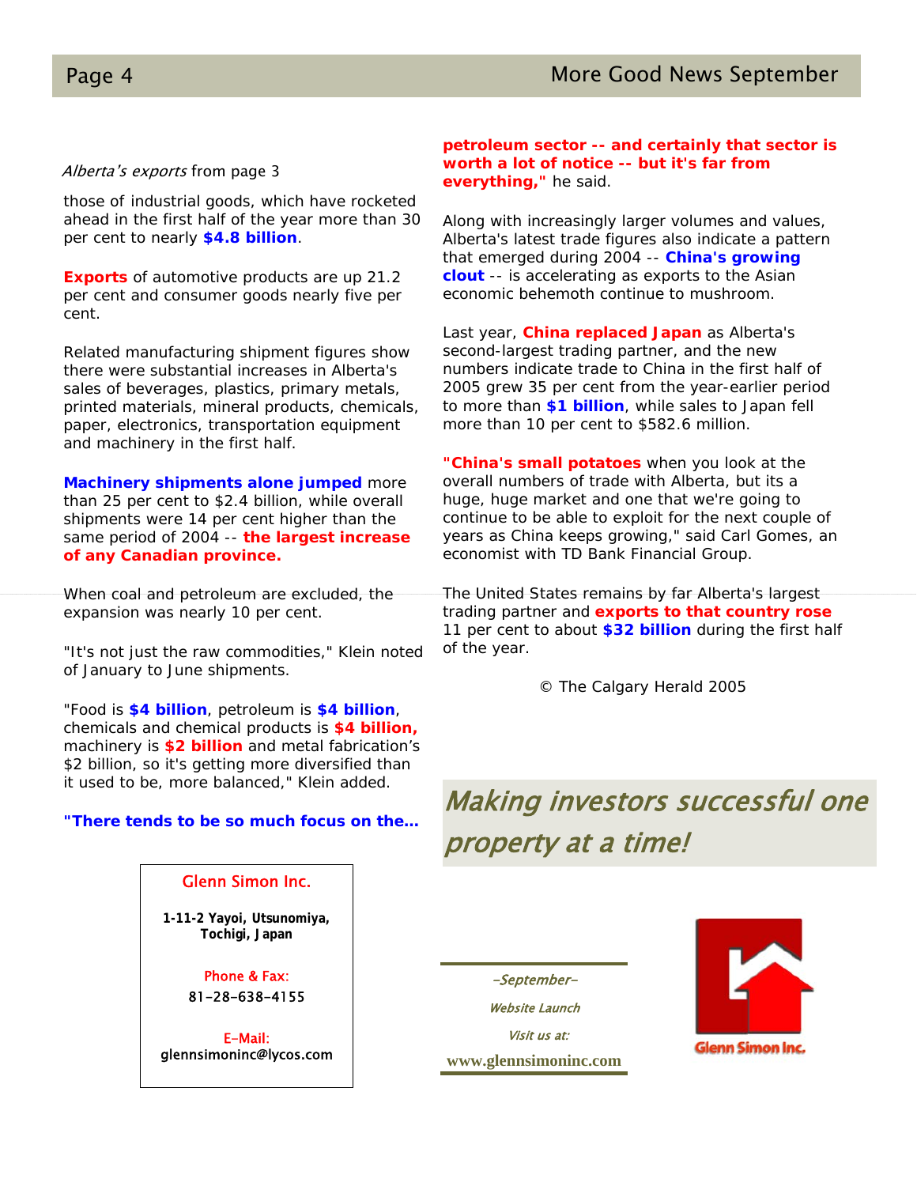*Alberta's exports* from page 3

those of industrial goods, which have rocketed ahead in the first half of the year more than 30 per cent to nearly **$4.8 billion**.

**Exports** of automotive products are up 21.2 per cent and consumer goods nearly five per cent.

Related manufacturing shipment figures show there were substantial increases in Alberta's sales of beverages, plastics, primary metals, printed materials, mineral products, chemicals, paper, electronics, transportation equipment and machinery in the first half.

**Machinery shipments alone jumped** more than 25 per cent to $2.4 billion, while overall shipments were 14 per cent higher than the same period of 2004 -- **the largest increase of any Canadian province.**

When coal and petroleum are excluded, the expansion was nearly 10 per cent.

"It's not just the raw commodities," Klein noted of January to June shipments.

"Food is **$4 billion**, petroleum is **$4 billion**, chemicals and chemical products is **$4 billion,** machinery is **$2 billion** and metal fabrication's $2 billion, so it's getting more diversified than it used to be, more balanced," Klein added.

**"There tends to be so much focus on the… petroleum sector -- and certainly that sector is worth a lot of notice -- but it's far from everything,"** he said.

Along with increasingly larger volumes and values, Alberta's latest trade figures also indicate a pattern that emerged during 2004 -- **China's growing clout** -- is accelerating as exports to the Asian economic behemoth continue to mushroom.

Last year, **China replaced Japan** as Alberta's second-largest trading partner, and the new numbers indicate trade to China in the first half of 2005 grew 35 per cent from the year-earlier period to more than **$1 billion**, while sales to Japan fell more than 10 per cent to $582.6 million.

**"China's small potatoes** when you look at the overall numbers of trade with Alberta, but its a huge, huge market and one that we're going to continue to be able to exploit for the next couple of years as China keeps growing," said Carl Gomes, an economist with TD Bank Financial Group.

The United States remains by far Alberta's largest trading partner and **exports to that country rose** 11 per cent to about **$32 billion** during the first half of the year.

© The Calgary Herald 2005

*Making investors successful one property at a time!*

**Glenn Simon Inc.**

**1-11-2 Yayoi, Utsunomiya, Tochigi, Japan**

Phone & Fax:
81-28-638-4155

E-Mail:
glennsimoninc@lycos.com

*-September-*

*Website Launch*

*Visit us at:*

**www.glennsimoninc.com**

Glenn Simon Inc.